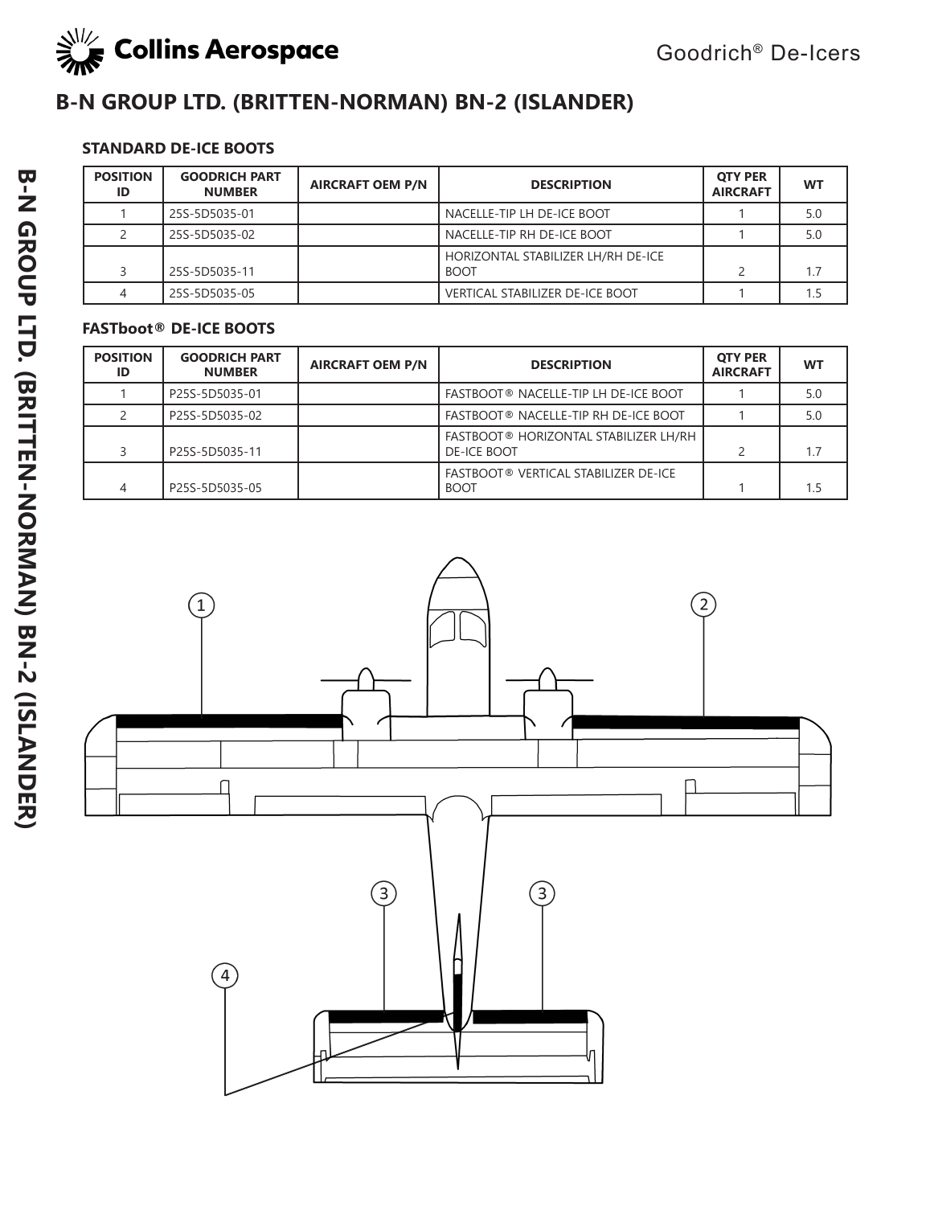# B-N GROUP LTD. (BRITTEN-NORMAN) BN-2 (ISLANDER)

### STANDARD DE-ICE BOOTS

| POSITION ID | GOODRICH PART NUMBER | AIRCRAFT OEM P/N | DESCRIPTION | QTY PER AIRCRAFT | WT |
|---|---|---|---|---|---|
| 1 | 25S-5D5035-01 | | NACELLE-TIP LH DE-ICE BOOT | 1 | 5.0 |
| 2 | 25S-5D5035-02 | | NACELLE-TIP RH DE-ICE BOOT | 1 | 5.0 |
| 3 | 25S-5D5035-11 | | HORIZONTAL STABILIZER LH/RH DE-ICE BOOT | 2 | 1.7 |
| 4 | 25S-5D5035-05 | | VERTICAL STABILIZER DE-ICE BOOT | 1 | 1.5 |

### FASTboot® DE-ICE BOOTS

| POSITION ID | GOODRICH PART NUMBER | AIRCRAFT OEM P/N | DESCRIPTION | QTY PER AIRCRAFT | WT |
|---|---|---|---|---|---|
| 1 | P25S-5D5035-01 | | FASTBOOT® NACELLE-TIP LH DE-ICE BOOT | 1 | 5.0 |
| 2 | P25S-5D5035-02 | | FASTBOOT® NACELLE-TIP RH DE-ICE BOOT | 1 | 5.0 |
| 3 | P25S-5D5035-11 | | FASTBOOT® HORIZONTAL STABILIZER LH/RH DE-ICE BOOT | 2 | 1.7 |
| 4 | P25S-5D5035-05 | | FASTBOOT® VERTICAL STABILIZER DE-ICE BOOT | 1 | 1.5 |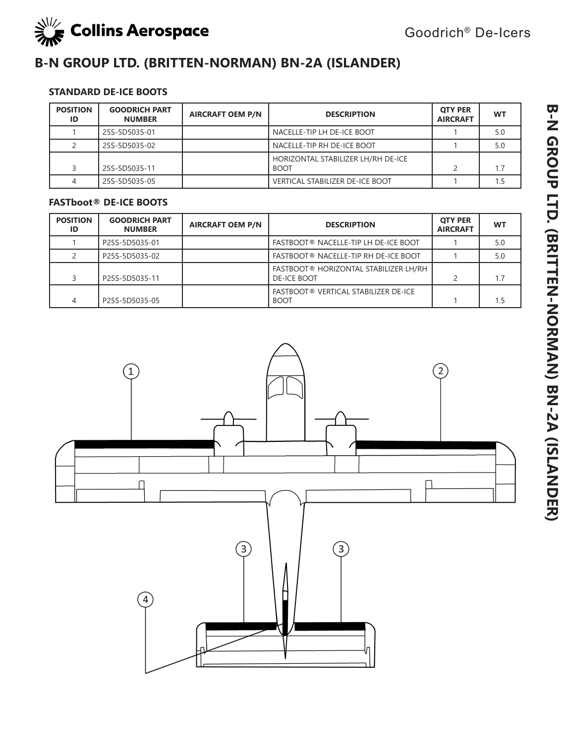# B-N GROUP LTD. (BRITTEN-NORMAN) BN-2A (ISLANDER)

### STANDARD DE-ICE BOOTS

| POSITION ID | GOODRICH PART NUMBER | AIRCRAFT OEM P/N | DESCRIPTION | QTY PER AIRCRAFT | WT |
|---|---|---|---|---|---|
| 1 | 25S-5D5035-01 | | NACELLE-TIP LH DE-ICE BOOT | 1 | 5.0 |
| 2 | 25S-5D5035-02 | | NACELLE-TIP RH DE-ICE BOOT | 1 | 5.0 |
| 3 | 25S-5D5035-11 | | HORIZONTAL STABILIZER LH/RH DE-ICE BOOT | 2 | 1.7 |
| 4 | 25S-5D5035-05 | | VERTICAL STABILIZER DE-ICE BOOT | 1 | 1.5 |

### FASTboot® DE-ICE BOOTS

| POSITION ID | GOODRICH PART NUMBER | AIRCRAFT OEM P/N | DESCRIPTION | QTY PER AIRCRAFT | WT |
|---|---|---|---|---|---|
| 1 | P25S-5D5035-01 | | FASTBOOT® NACELLE-TIP LH DE-ICE BOOT | 1 | 5.0 |
| 2 | P25S-5D5035-02 | | FASTBOOT® NACELLE-TIP RH DE-ICE BOOT | 1 | 5.0 |
| 3 | P25S-5D5035-11 | | FASTBOOT® HORIZONTAL STABILIZER LH/RH DE-ICE BOOT | 2 | 1.7 |
| 4 | P25S-5D5035-05 | | FASTBOOT® VERTICAL STABILIZER DE-ICE BOOT | 1 | 1.5 |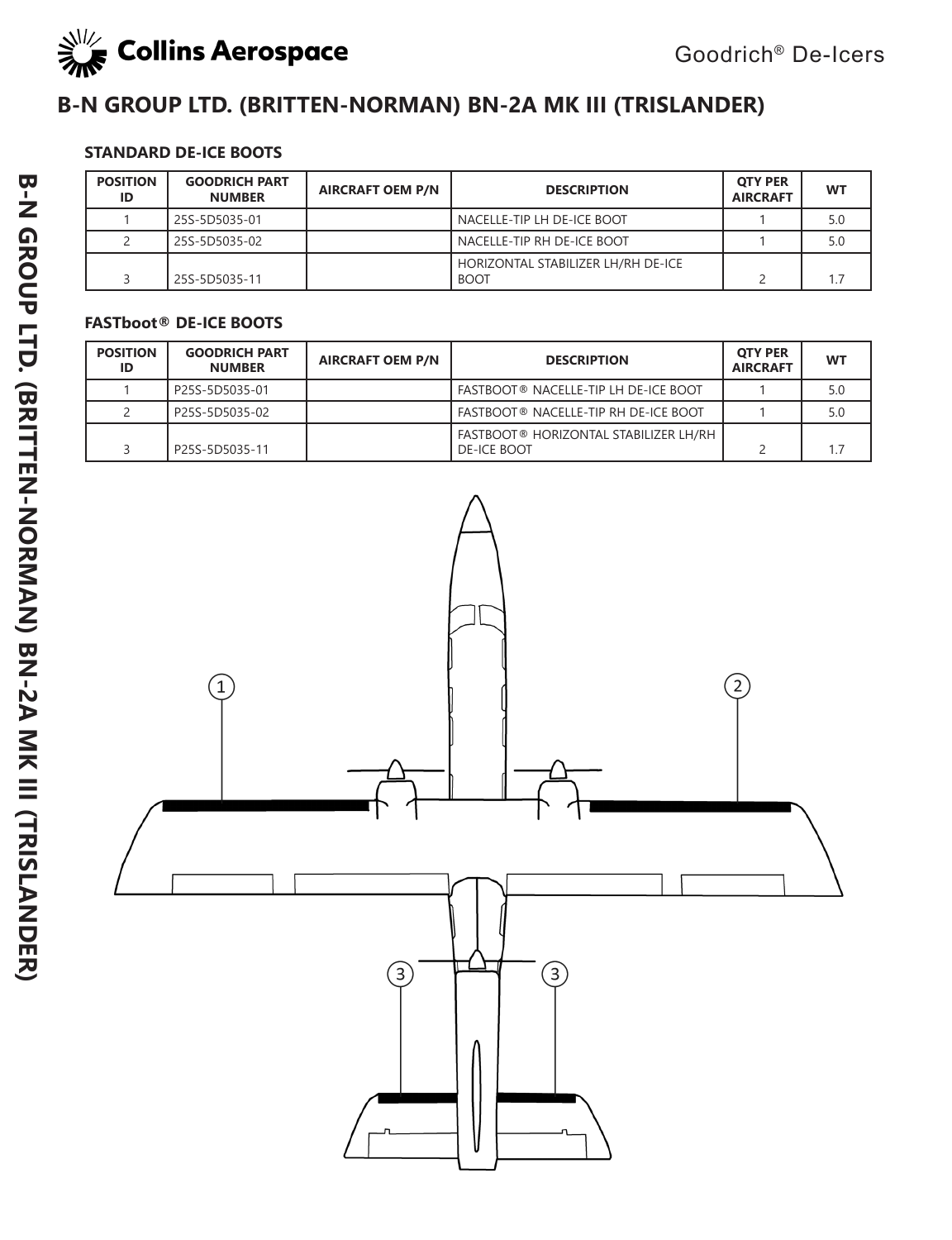# B-N GROUP LTD. (BRITTEN-NORMAN) BN-2A MK III (TRISLANDER)

### STANDARD DE-ICE BOOTS

| POSITION ID | GOODRICH PART NUMBER | AIRCRAFT OEM P/N | DESCRIPTION | QTY PER AIRCRAFT | WT |
|---|---|---|---|---|---|
| 1 | 25S-5D5035-01 | | NACELLE-TIP LH DE-ICE BOOT | 1 | 5.0 |
| 2 | 25S-5D5035-02 | | NACELLE-TIP RH DE-ICE BOOT | 1 | 5.0 |
| 3 | 25S-5D5035-11 | | HORIZONTAL STABILIZER LH/RH DE-ICE BOOT | 2 | 1.7 |

### FASTboot® DE-ICE BOOTS

| POSITION ID | GOODRICH PART NUMBER | AIRCRAFT OEM P/N | DESCRIPTION | QTY PER AIRCRAFT | WT |
|---|---|---|---|---|---|
| 1 | P25S-5D5035-01 | | FASTBOOT® NACELLE-TIP LH DE-ICE BOOT | 1 | 5.0 |
| 2 | P25S-5D5035-02 | | FASTBOOT® NACELLE-TIP RH DE-ICE BOOT | 1 | 5.0 |
| 3 | P25S-5D5035-11 | | FASTBOOT® HORIZONTAL STABILIZER LH/RH DE-ICE BOOT | 2 | 1.7 |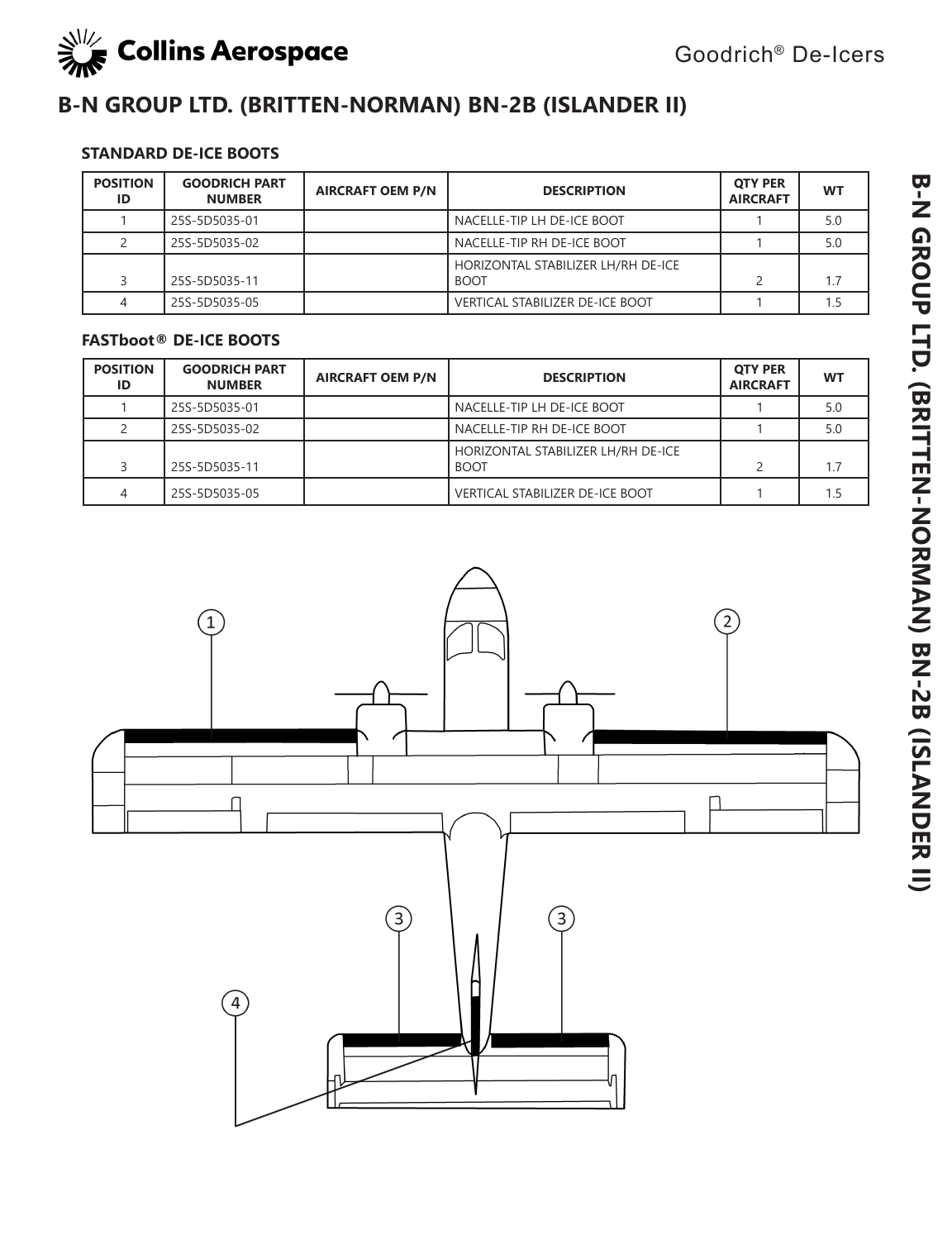# B-N GROUP LTD. (BRITTEN-NORMAN) BN-2B (ISLANDER II)

### STANDARD DE-ICE BOOTS

| POSITION ID | GOODRICH PART NUMBER | AIRCRAFT OEM P/N | DESCRIPTION | QTY PER AIRCRAFT | WT |
|---|---|---|---|---|---|
| 1 | 25S-5D5035-01 | | NACELLE-TIP LH DE-ICE BOOT | 1 | 5.0 |
| 2 | 25S-5D5035-02 | | NACELLE-TIP RH DE-ICE BOOT | 1 | 5.0 |
| 3 | 25S-5D5035-11 | | HORIZONTAL STABILIZER LH/RH DE-ICE BOOT | 2 | 1.7 |
| 4 | 25S-5D5035-05 | | VERTICAL STABILIZER DE-ICE BOOT | 1 | 1.5 |

### FASTboot® DE-ICE BOOTS

| POSITION ID | GOODRICH PART NUMBER | AIRCRAFT OEM P/N | DESCRIPTION | QTY PER AIRCRAFT | WT |
|---|---|---|---|---|---|
| 1 | 25S-5D5035-01 | | NACELLE-TIP LH DE-ICE BOOT | 1 | 5.0 |
| 2 | 25S-5D5035-02 | | NACELLE-TIP RH DE-ICE BOOT | 1 | 5.0 |
| 3 | 25S-5D5035-11 | | HORIZONTAL STABILIZER LH/RH DE-ICE BOOT | 2 | 1.7 |
| 4 | 25S-5D5035-05 | | VERTICAL STABILIZER DE-ICE BOOT | 1 | 1.5 |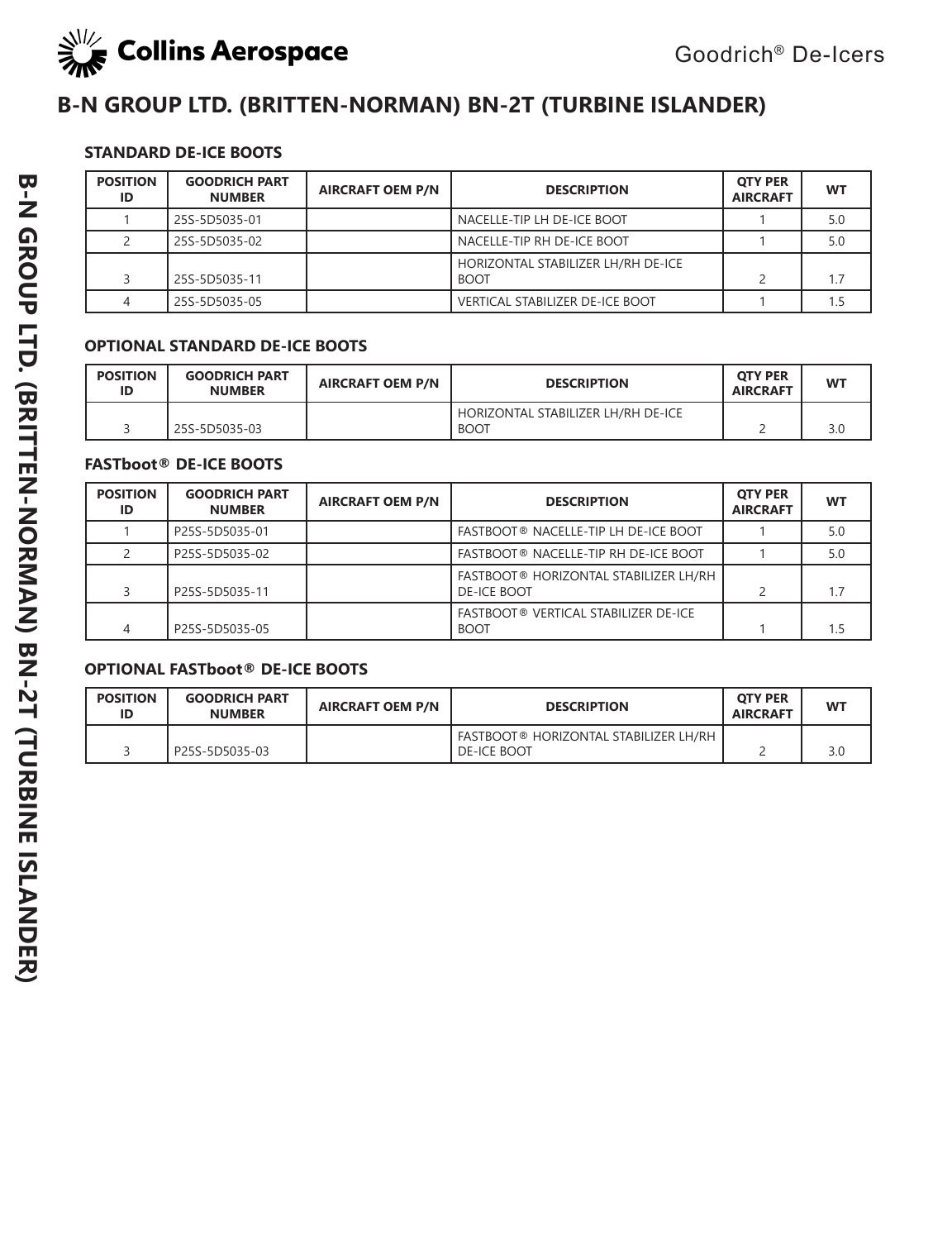# B-N GROUP LTD. (BRITTEN-NORMAN) BN-2T (TURBINE ISLANDER)

### STANDARD DE-ICE BOOTS

| POSITION ID | GOODRICH PART NUMBER | AIRCRAFT OEM P/N | DESCRIPTION | QTY PER AIRCRAFT | WT |
|---|---|---|---|---|---|
| 1 | 25S-5D5035-01 | | NACELLE-TIP LH DE-ICE BOOT | 1 | 5.0 |
| 2 | 25S-5D5035-02 | | NACELLE-TIP RH DE-ICE BOOT | 1 | 5.0 |
| 3 | 25S-5D5035-11 | | HORIZONTAL STABILIZER LH/RH DE-ICE BOOT | 2 | 1.7 |
| 4 | 25S-5D5035-05 | | VERTICAL STABILIZER DE-ICE BOOT | 1 | 1.5 |

### OPTIONAL STANDARD DE-ICE BOOTS

| POSITION ID | GOODRICH PART NUMBER | AIRCRAFT OEM P/N | DESCRIPTION | QTY PER AIRCRAFT | WT |
|---|---|---|---|---|---|
| 3 | 25S-5D5035-03 | | HORIZONTAL STABILIZER LH/RH DE-ICE BOOT | 2 | 3.0 |

### FASTboot® DE-ICE BOOTS

| POSITION ID | GOODRICH PART NUMBER | AIRCRAFT OEM P/N | DESCRIPTION | QTY PER AIRCRAFT | WT |
|---|---|---|---|---|---|
| 1 | P25S-5D5035-01 | | FASTBOOT® NACELLE-TIP LH DE-ICE BOOT | 1 | 5.0 |
| 2 | P25S-5D5035-02 | | FASTBOOT® NACELLE-TIP RH DE-ICE BOOT | 1 | 5.0 |
| 3 | P25S-5D5035-11 | | FASTBOOT® HORIZONTAL STABILIZER LH/RH DE-ICE BOOT | 2 | 1.7 |
| 4 | P25S-5D5035-05 | | FASTBOOT® VERTICAL STABILIZER DE-ICE BOOT | 1 | 1.5 |

### OPTIONAL FASTboot® DE-ICE BOOTS

| POSITION ID | GOODRICH PART NUMBER | AIRCRAFT OEM P/N | DESCRIPTION | QTY PER AIRCRAFT | WT |
|---|---|---|---|---|---|
| 3 | P25S-5D5035-03 | | FASTBOOT® HORIZONTAL STABILIZER LH/RH DE-ICE BOOT | 2 | 3.0 |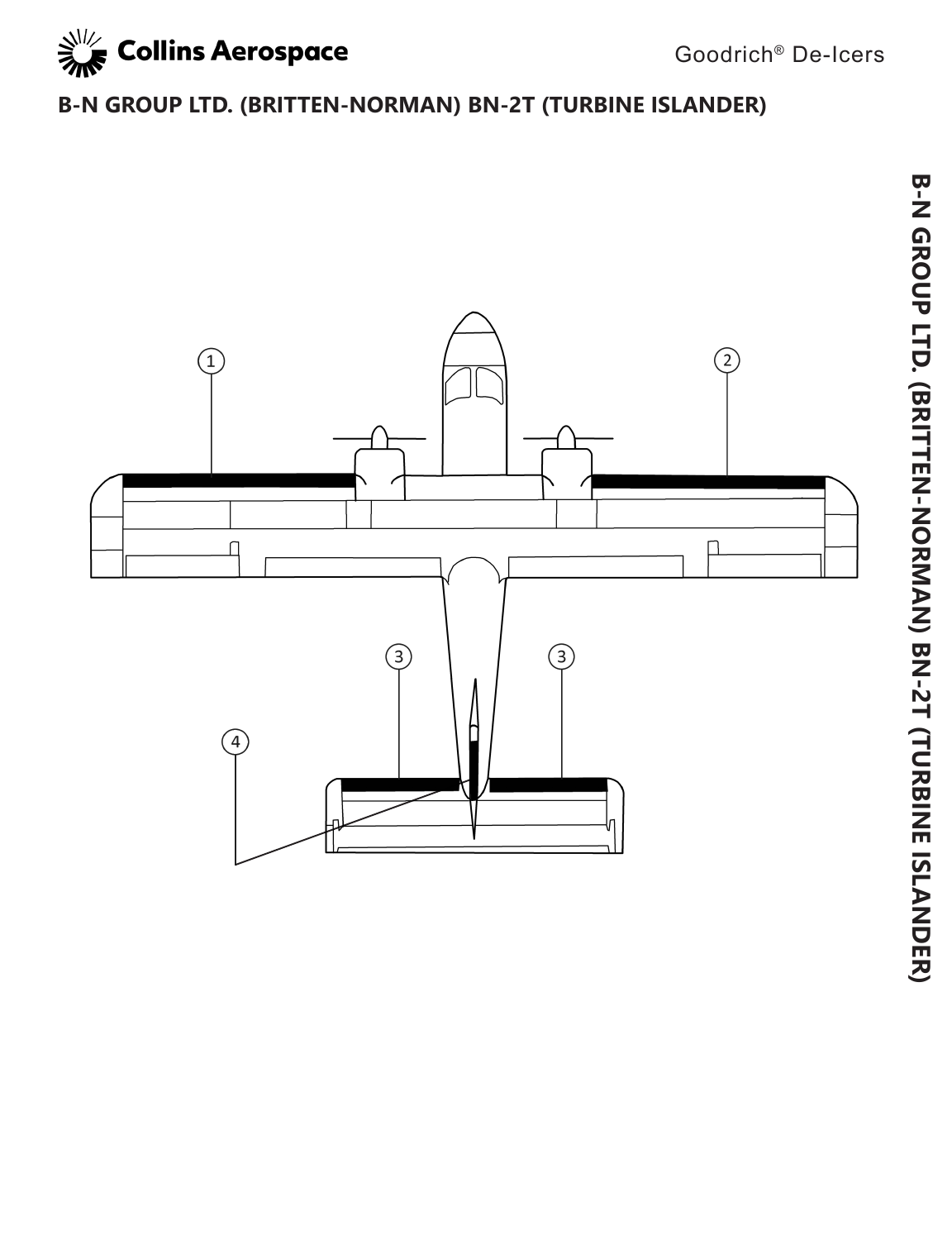# B-N GROUP LTD. (BRITTEN-NORMAN) BN-2T (TURBINE ISLANDER)

1

2

3

3

4